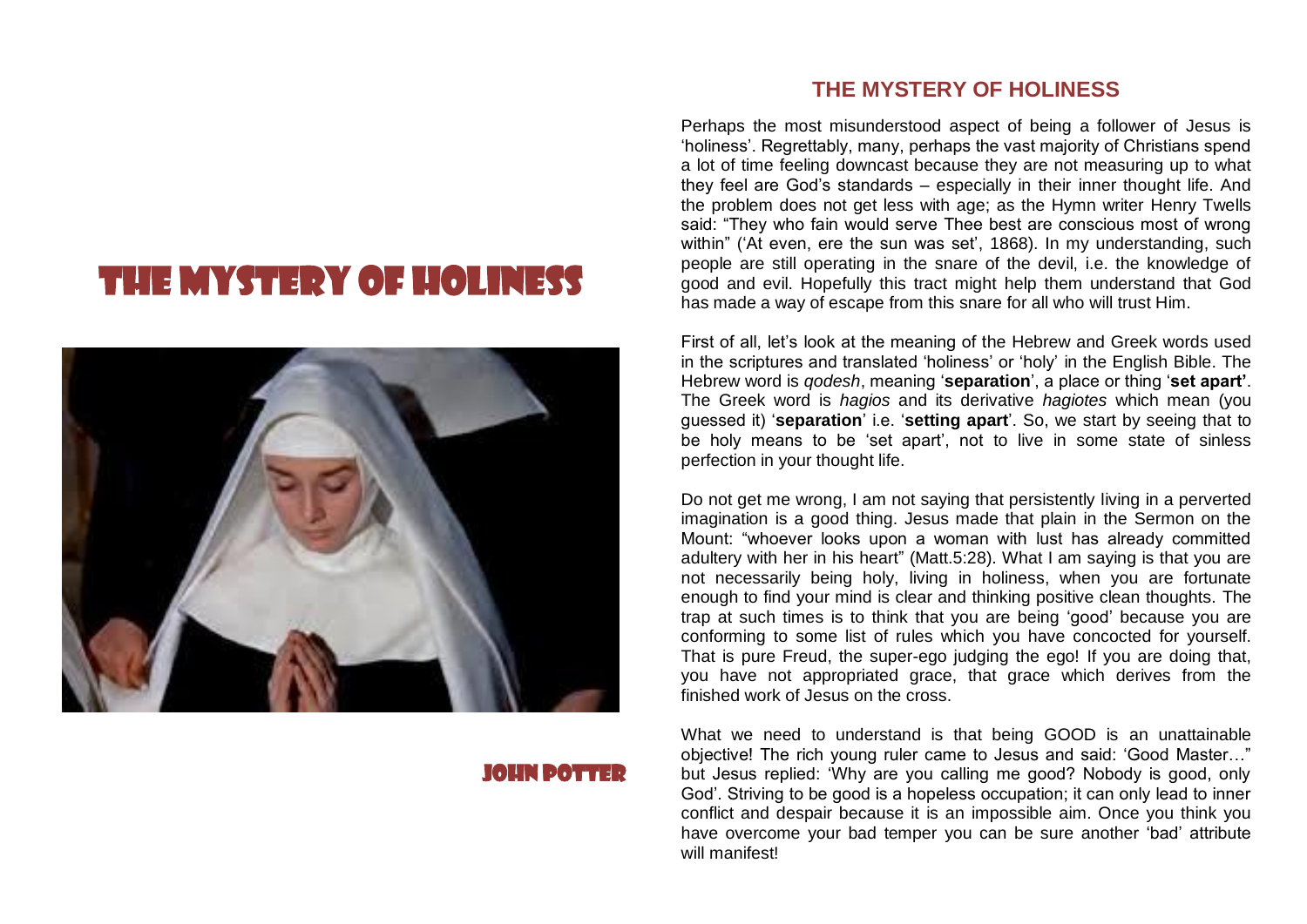# THE MYSTERY OF HOLINESS

JOHN POTTER

## THE MYSTERY OF HOLINESS

Perhaps the most misunderstood aspect of being a follower of Jesus is 'holiness'. Regrettably, many, perhaps the vast majority of Christians spend a lot of time feeling downcast because they are not measuring up to what they feel are God's standards – especially in their inner thought life. And the problem does not get less with age; as the Hymn writer Henry Twells said: "They who fain would serve Thee best are conscious most of wrong within" ('At even, ere the sun was set', 1868). In my understanding, such people are still operating in the snare of the devil, i.e. the knowledge of good and evil. Hopefully this tract might help them understand that God has made a way of escape from this snare for all who will trust Him.

First of all, let's look at the meaning of the Hebrew and Greek words used in the scriptures and translated 'holiness' or 'holy' in the English Bible. The Hebrew word is *qodesh*, meaning '**separation**', a place or thing '**set apart'**. The Greek word is *hagios* and its derivative *hagiotes* which mean (you guessed it) '**separation**' i.e. '**setting apart**'. So, we start by seeing that to be holy means to be 'set apart', not to live in some state of sinless perfection in your thought life.

Do not get me wrong, I am not saying that persistently living in a perverted imagination is a good thing. Jesus made that plain in the Sermon on the Mount: "whoever looks upon a woman with lust has already committed adultery with her in his heart" (Matt.5:28). What I am saying is that you are not necessarily being holy, living in holiness, when you are fortunate enough to find your mind is clear and thinking positive clean thoughts. The trap at such times is to think that you are being 'good' because you are conforming to some list of rules which you have concocted for yourself. That is pure Freud, the super-ego judging the ego! If you are doing that, you have not appropriated grace, that grace which derives from the finished work of Jesus on the cross.

What we need to understand is that being GOOD is an unattainable objective! The rich young ruler came to Jesus and said: 'Good Master…" but Jesus replied: 'Why are you calling me good? Nobody is good, only God'. Striving to be good is a hopeless occupation; it can only lead to inner conflict and despair because it is an impossible aim. Once you think you have overcome your bad temper you can be sure another 'bad' attribute will manifest!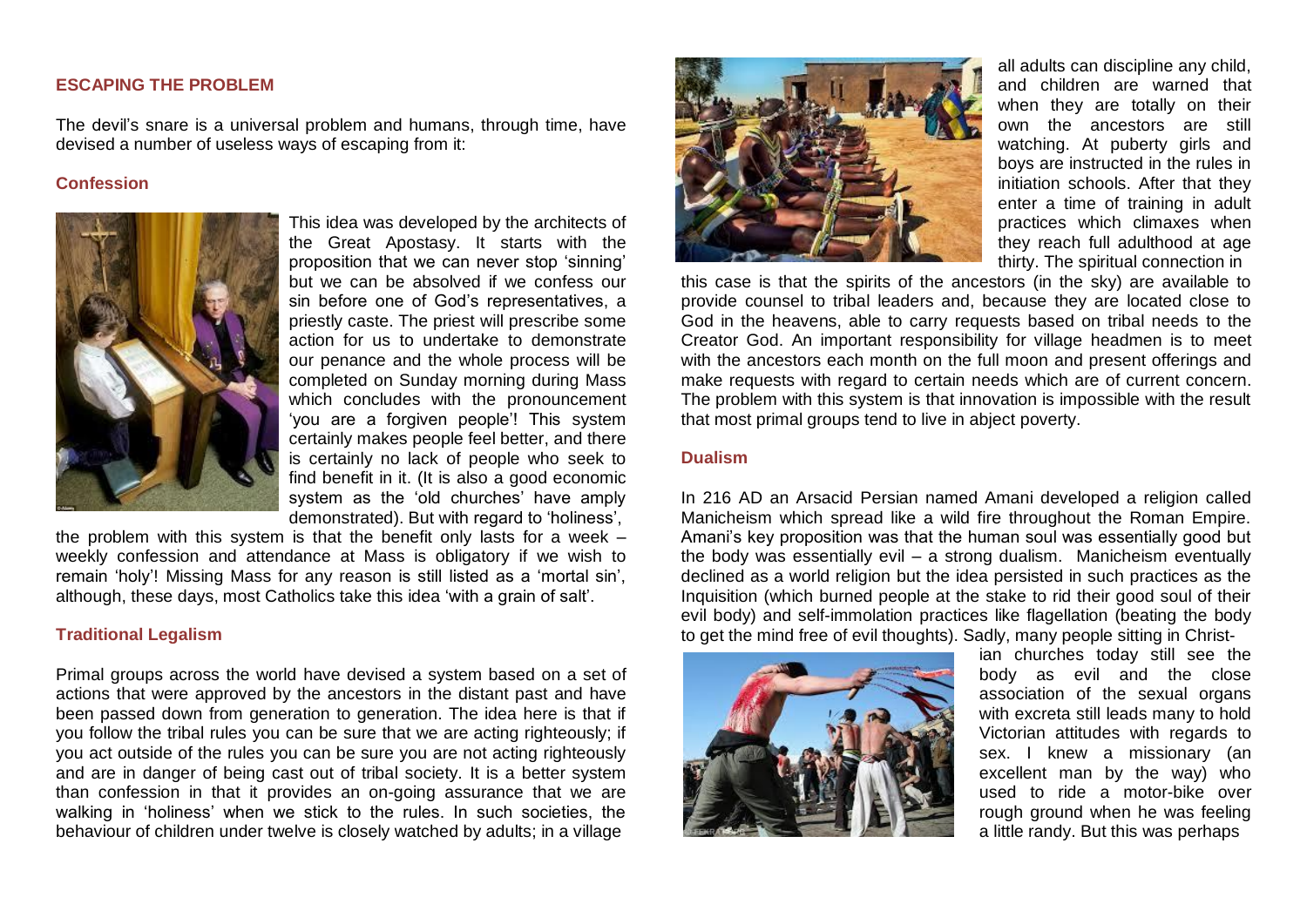## ESCAPING THE PROBLEM

The devil's snare is a universal problem and humans, through time, have devised a number of useless ways of escaping from it:

### Confession

This idea was developed by the architects of the Great Apostasy. It starts with the proposition that we can never stop 'sinning' but we can be absolved if we confess our sin before one of God's representatives, a priestly caste. The priest will prescribe some action for us to undertake to demonstrate our penance and the whole process will be completed on Sunday morning during Mass which concludes with the pronouncement 'you are a forgiven people'! This system certainly makes people feel better, and there is certainly no lack of people who seek to find benefit in it. (It is also a good economic system as the 'old churches' have amply demonstrated). But with regard to 'holiness', the problem with this system is that the benefit only lasts for a week – weekly confession and attendance at Mass is obligatory if we wish to remain 'holy'! Missing Mass for any reason is still listed as a 'mortal sin', although, these days, most Catholics take this idea 'with a grain of salt'.

### Traditional Legalism

Primal groups across the world have devised a system based on a set of actions that were approved by the ancestors in the distant past and have been passed down from generation to generation. The idea here is that if you follow the tribal rules you can be sure that we are acting righteously; if you act outside of the rules you can be sure you are not acting righteously and are in danger of being cast out of tribal society. It is a better system than confession in that it provides an on-going assurance that we are walking in 'holiness' when we stick to the rules. In such societies, the behaviour of children under twelve is closely watched by adults; in a village all adults can discipline any child, and children are warned that when they are totally on their own the ancestors are still watching. At puberty girls and boys are instructed in the rules in initiation schools. After that they enter a time of training in adult practices which climaxes when they reach full adulthood at age thirty. The spiritual connection in this case is that the spirits of the ancestors (in the sky) are available to provide counsel to tribal leaders and, because they are located close to God in the heavens, able to carry requests based on tribal needs to the Creator God. An important responsibility for village headmen is to meet with the ancestors each month on the full moon and present offerings and make requests with regard to certain needs which are of current concern. The problem with this system is that innovation is impossible with the result that most primal groups tend to live in abject poverty.

### Dualism

In 216 AD an Arsacid Persian named Amani developed a religion called Manicheism which spread like a wild fire throughout the Roman Empire. Amani's key proposition was that the human soul was essentially good but the body was essentially evil – a strong dualism. Manicheism eventually declined as a world religion but the idea persisted in such practices as the Inquisition (which burned people at the stake to rid their good soul of their evil body) and self-immolation practices like flagellation (beating the body to get the mind free of evil thoughts). Sadly, many people sitting in Christian churches today still see the body as evil and the close association of the sexual organs with excreta still leads many to hold Victorian attitudes with regards to sex. I knew a missionary (an excellent man by the way) who used to ride a motor-bike over rough ground when he was feeling a little randy. But this was perhaps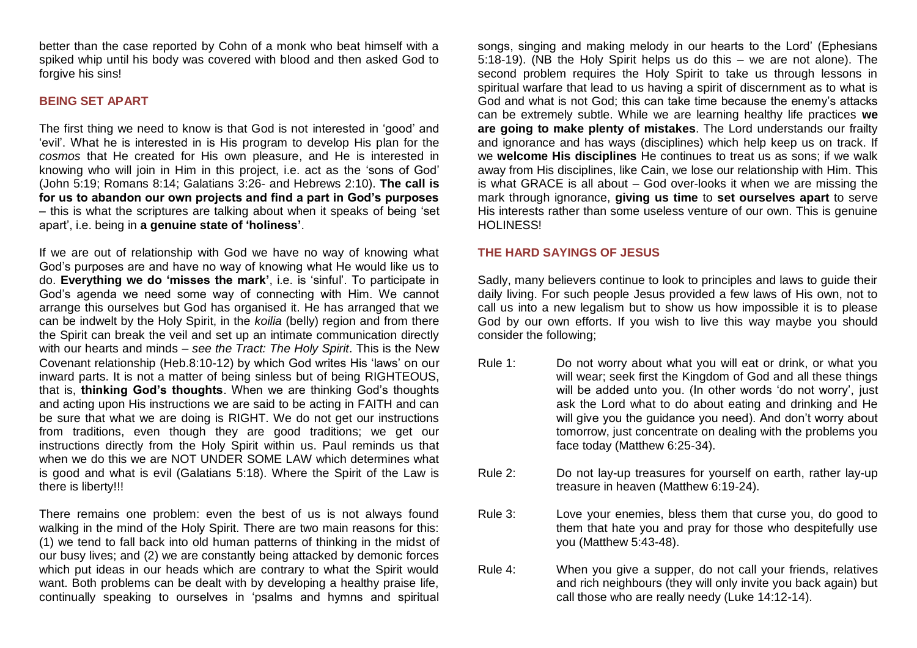better than the case reported by Cohn of a monk who beat himself with a spiked whip until his body was covered with blood and then asked God to forgive his sins!

## BEING SET APART

The first thing we need to know is that God is not interested in 'good' and 'evil'. What he is interested in is His program to develop His plan for the *cosmos* that He created for His own pleasure, and He is interested in knowing who will join in Him in this project, i.e. act as the 'sons of God' (John 5:19; Romans 8:14; Galatians 3:26- and Hebrews 2:10). **The call is for us to abandon our own projects and find a part in God's purposes** – this is what the scriptures are talking about when it speaks of being 'set apart', i.e. being in **a genuine state of 'holiness'**.

If we are out of relationship with God we have no way of knowing what God's purposes are and have no way of knowing what He would like us to do. **Everything we do 'misses the mark'**, i.e. is 'sinful'. To participate in God's agenda we need some way of connecting with Him. We cannot arrange this ourselves but God has organised it. He has arranged that we can be indwelt by the Holy Spirit, in the *koilia* (belly) region and from there the Spirit can break the veil and set up an intimate communication directly with our hearts and minds – *see the Tract: The Holy Spirit*. This is the New Covenant relationship (Heb.8:10-12) by which God writes His 'laws' on our inward parts. It is not a matter of being sinless but of being RIGHTEOUS, that is, **thinking God's thoughts**. When we are thinking God's thoughts and acting upon His instructions we are said to be acting in FAITH and can be sure that what we are doing is RIGHT. We do not get our instructions from traditions, even though they are good traditions; we get our instructions directly from the Holy Spirit within us. Paul reminds us that when we do this we are NOT UNDER SOME LAW which determines what is good and what is evil (Galatians 5:18). Where the Spirit of the Law is there is liberty!!!

There remains one problem: even the best of us is not always found walking in the mind of the Holy Spirit. There are two main reasons for this: (1) we tend to fall back into old human patterns of thinking in the midst of our busy lives; and (2) we are constantly being attacked by demonic forces which put ideas in our heads which are contrary to what the Spirit would want. Both problems can be dealt with by developing a healthy praise life, continually speaking to ourselves in 'psalms and hymns and spiritual songs, singing and making melody in our hearts to the Lord' (Ephesians 5:18-19). (NB the Holy Spirit helps us do this – we are not alone). The second problem requires the Holy Spirit to take us through lessons in spiritual warfare that lead to us having a spirit of discernment as to what is God and what is not God; this can take time because the enemy's attacks can be extremely subtle. While we are learning healthy life practices **we are going to make plenty of mistakes**. The Lord understands our frailty and ignorance and has ways (disciplines) which help keep us on track. If we **welcome His disciplines** He continues to treat us as sons; if we walk away from His disciplines, like Cain, we lose our relationship with Him. This is what GRACE is all about – God over-looks it when we are missing the mark through ignorance, **giving us time** to **set ourselves apart** to serve His interests rather than some useless venture of our own. This is genuine HOLINESS!

## THE HARD SAYINGS OF JESUS

Sadly, many believers continue to look to principles and laws to guide their daily living. For such people Jesus provided a few laws of His own, not to call us into a new legalism but to show us how impossible it is to please God by our own efforts. If you wish to live this way maybe you should consider the following;

Rule 1: Do not worry about what you will eat or drink, or what you will wear; seek first the Kingdom of God and all these things will be added unto you. (In other words 'do not worry', just ask the Lord what to do about eating and drinking and He will give you the guidance you need). And don't worry about tomorrow, just concentrate on dealing with the problems you face today (Matthew 6:25-34).

Rule 2: Do not lay-up treasures for yourself on earth, rather lay-up treasure in heaven (Matthew 6:19-24).

Rule 3: Love your enemies, bless them that curse you, do good to them that hate you and pray for those who despitefully use you (Matthew 5:43-48).

Rule 4: When you give a supper, do not call your friends, relatives and rich neighbours (they will only invite you back again) but call those who are really needy (Luke 14:12-14).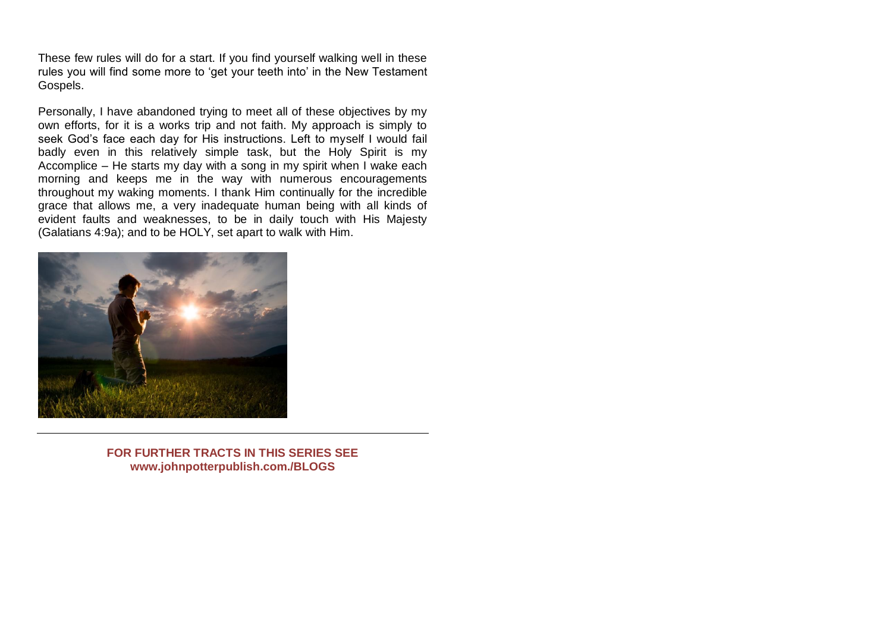These few rules will do for a start. If you find yourself walking well in these rules you will find some more to 'get your teeth into' in the New Testament Gospels.

Personally, I have abandoned trying to meet all of these objectives by my own efforts, for it is a works trip and not faith. My approach is simply to seek God's face each day for His instructions. Left to myself I would fail badly even in this relatively simple task, but the Holy Spirit is my Accomplice – He starts my day with a song in my spirit when I wake each morning and keeps me in the way with numerous encouragements throughout my waking moments. I thank Him continually for the incredible grace that allows me, a very inadequate human being with all kinds of evident faults and weaknesses, to be in daily touch with His Majesty (Galatians 4:9a); and to be HOLY, set apart to walk with Him.

---

**FOR FURTHER TRACTS IN THIS SERIES SEE**
**www.johnpotterpublish.com./BLOGS**